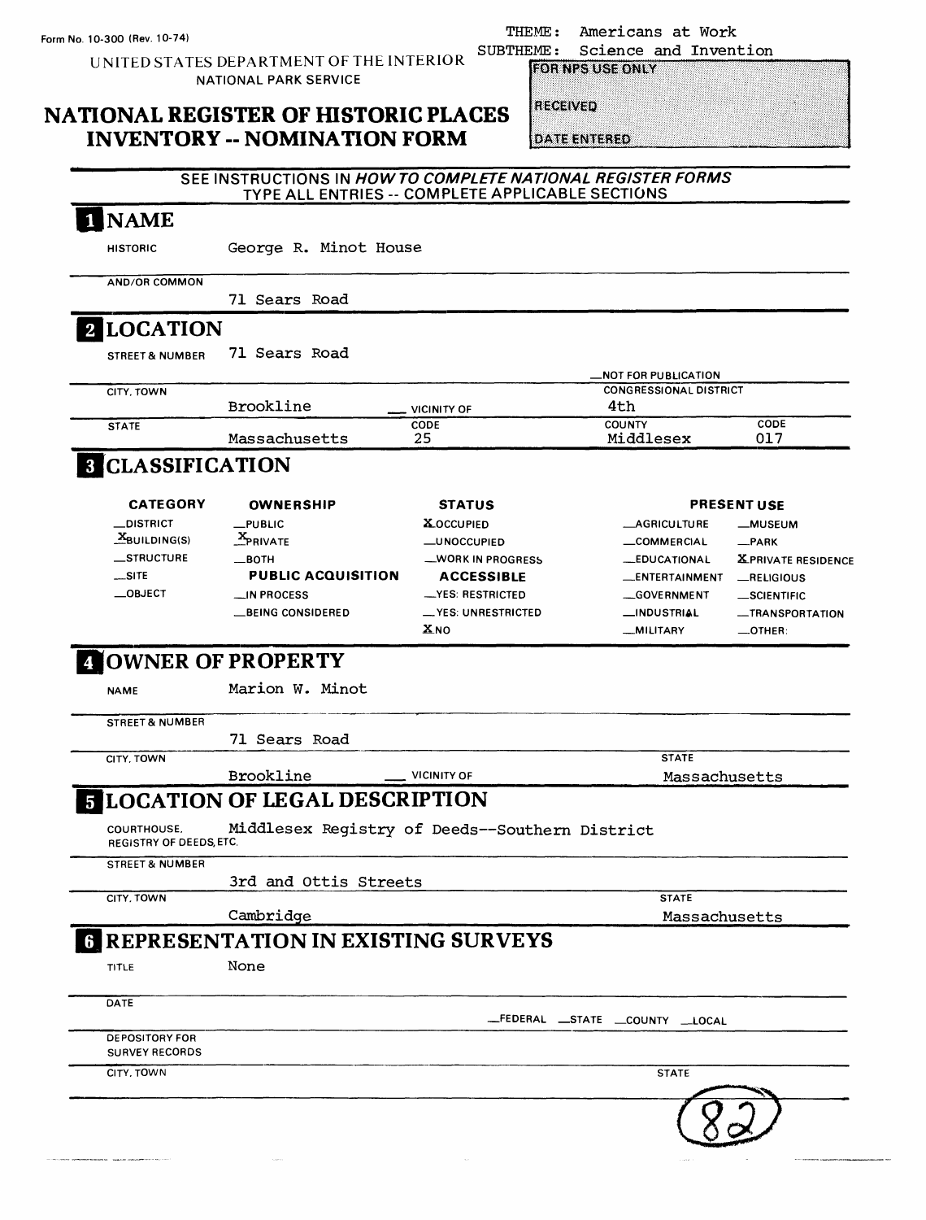Form No. 10-300 (Rev. 10-74)

UNITED STATES DEPARTMENT OF THE INTERIOR
NATIONAL PARK SERVICE

THEME: Americans at Work
SUBTHEME: Science and Invention

# NATIONAL REGISTER OF HISTORIC PLACES INVENTORY -- NOMINATION FORM

FOR NPS USE ONLY

RECEIVED

DATE ENTERED

SEE INSTRUCTIONS IN *HOW TO COMPLETE NATIONAL REGISTER FORMS*
TYPE ALL ENTRIES -- COMPLETE APPLICABLE SECTIONS

## 1 NAME

HISTORIC George R. Minot House

AND/OR COMMON 71 Sears Road

## 2 LOCATION

STREET & NUMBER 71 Sears Road

_NOT FOR PUBLICATION

CITY, TOWN Brookline _ VICINITY OF

CONGRESSIONAL DISTRICT 4th

STATE Massachusetts CODE 25 COUNTY Middlesex CODE 017

## 3 CLASSIFICATION

| CATEGORY | OWNERSHIP | STATUS | PRESENT USE | |
|---|---|---|---|---|
| _DISTRICT | _PUBLIC | X OCCUPIED | _AGRICULTURE | _MUSEUM |
| X BUILDING(S) | X PRIVATE | _UNOCCUPIED | _COMMERCIAL | _PARK |
| _STRUCTURE | _BOTH | _WORK IN PROGRESS | _EDUCATIONAL | X PRIVATE RESIDENCE |
| _SITE | **PUBLIC ACQUISITION** | **ACCESSIBLE** | _ENTERTAINMENT | _RELIGIOUS |
| _OBJECT | _IN PROCESS | _YES: RESTRICTED | _GOVERNMENT | _SCIENTIFIC |
| | _BEING CONSIDERED | _YES: UNRESTRICTED | _INDUSTRIAL | _TRANSPORTATION |
| | | X NO | _MILITARY | _OTHER: |

## 4 OWNER OF PROPERTY

NAME Marion W. Minot

STREET & NUMBER 71 Sears Road

CITY, TOWN Brookline _ VICINITY OF STATE Massachusetts

## 5 LOCATION OF LEGAL DESCRIPTION

COURTHOUSE, REGISTRY OF DEEDS, ETC. Middlesex Registry of Deeds--Southern District

STREET & NUMBER 3rd and Ottis Streets

CITY, TOWN Cambridge STATE Massachusetts

## 6 REPRESENTATION IN EXISTING SURVEYS

TITLE None

DATE

_FEDERAL _STATE _COUNTY _LOCAL

DEPOSITORY FOR SURVEY RECORDS

CITY, TOWN STATE

(82)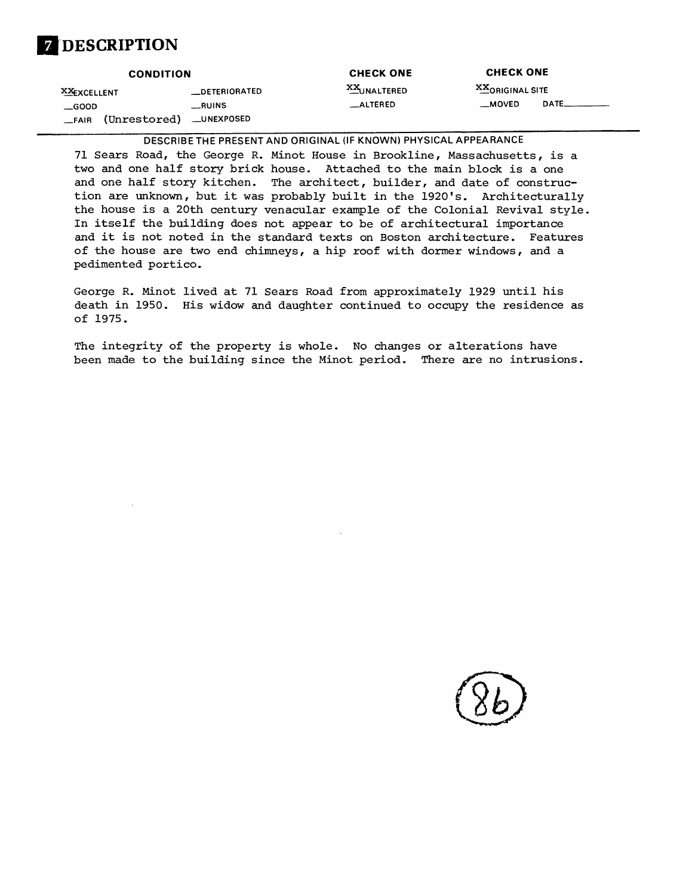# 7 DESCRIPTION

| CONDITION | | CHECK ONE | CHECK ONE |
|---|---|---|---|
| XX EXCELLENT | __DETERIORATED | XX UNALTERED | XX ORIGINAL SITE |
| __GOOD | __RUINS | __ALTERED | __MOVED DATE______ |
| __FAIR (Unrestored) | __UNEXPOSED | | |

DESCRIBE THE PRESENT AND ORIGINAL (IF KNOWN) PHYSICAL APPEARANCE

71 Sears Road, the George R. Minot House in Brookline, Massachusetts, is a two and one half story brick house. Attached to the main block is a one and one half story kitchen. The architect, builder, and date of construction are unknown, but it was probably built in the 1920's. Architecturally the house is a 20th century venacular example of the Colonial Revival style. In itself the building does not appear to be of architectural importance and it is not noted in the standard texts on Boston architecture. Features of the house are two end chimneys, a hip roof with dormer windows, and a pedimented portico.

George R. Minot lived at 71 Sears Road from approximately 1929 until his death in 1950. His widow and daughter continued to occupy the residence as of 1975.

The integrity of the property is whole. No changes or alterations have been made to the building since the Minot period. There are no intrusions.

(86)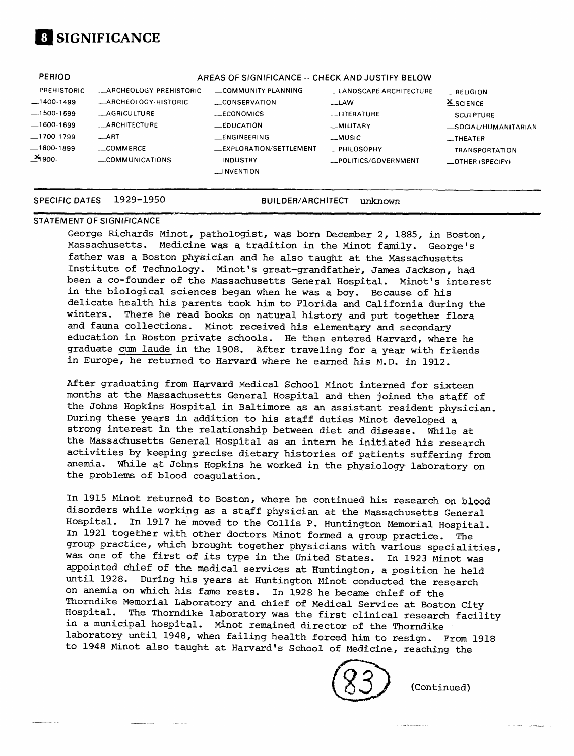# 8 SIGNIFICANCE

| PERIOD | AREAS OF SIGNIFICANCE -- CHECK AND JUSTIFY BELOW | | | | |
|---|---|---|---|---|---|
| _PREHISTORIC | _ARCHEOLOGY-PREHISTORIC | _COMMUNITY PLANNING | _LANDSCAPE ARCHITECTURE | _RELIGION |
| _1400-1499 | _ARCHEOLOGY-HISTORIC | _CONSERVATION | _LAW | X SCIENCE |
| _1500-1599 | _AGRICULTURE | _ECONOMICS | _LITERATURE | _SCULPTURE |
| _1600-1699 | _ARCHITECTURE | _EDUCATION | _MILITARY | _SOCIAL/HUMANITARIAN |
| _1700-1799 | _ART | _ENGINEERING | _MUSIC | _THEATER |
| _1800-1899 | _COMMERCE | _EXPLORATION/SETTLEMENT | _PHILOSOPHY | _TRANSPORTATION |
| X 1900- | _COMMUNICATIONS | _INDUSTRY | _POLITICS/GOVERNMENT | _OTHER (SPECIFY) |
| | | _INVENTION | | |

SPECIFIC DATES 1929–1950 BUILDER/ARCHITECT unknown

STATEMENT OF SIGNIFICANCE

George Richards Minot, pathologist, was born December 2, 1885, in Boston, Massachusetts. Medicine was a tradition in the Minot family. George's father was a Boston physician and he also taught at the Massachusetts Institute of Technology. Minot's great-grandfather, James Jackson, had been a co-founder of the Massachusetts General Hospital. Minot's interest in the biological sciences began when he was a boy. Because of his delicate health his parents took him to Florida and California during the winters. There he read books on natural history and put together flora and fauna collections. Minot received his elementary and secondary education in Boston private schools. He then entered Harvard, where he graduate cum laude in the 1908. After traveling for a year with friends in Europe, he returned to Harvard where he earned his M.D. in 1912.

After graduating from Harvard Medical School Minot interned for sixteen months at the Massachusetts General Hospital and then joined the staff of the Johns Hopkins Hospital in Baltimore as an assistant resident physician. During these years in addition to his staff duties Minot developed a strong interest in the relationship between diet and disease. While at the Massachusetts General Hospital as an intern he initiated his research activities by keeping precise dietary histories of patients suffering from anemia. While at Johns Hopkins he worked in the physiology laboratory on the problems of blood coagulation.

In 1915 Minot returned to Boston, where he continued his research on blood disorders while working as a staff physician at the Massachusetts General Hospital. In 1917 he moved to the Collis P. Huntington Memorial Hospital. In 1921 together with other doctors Minot formed a group practice. The group practice, which brought together physicians with various specialities, was one of the first of its type in the United States. In 1923 Minot was appointed chief of the medical services at Huntington, a position he held until 1928. During his years at Huntington Minot conducted the research on anemia on which his fame rests. In 1928 he became chief of the Thorndike Memorial Laboratory and chief of Medical Service at Boston City Hospital. The Thorndike laboratory was the first clinical research facility in a municipal hospital. Minot remained director of the Thorndike laboratory until 1948, when failing health forced him to resign. From 1918 to 1948 Minot also taught at Harvard's School of Medicine, reaching the

(Continued)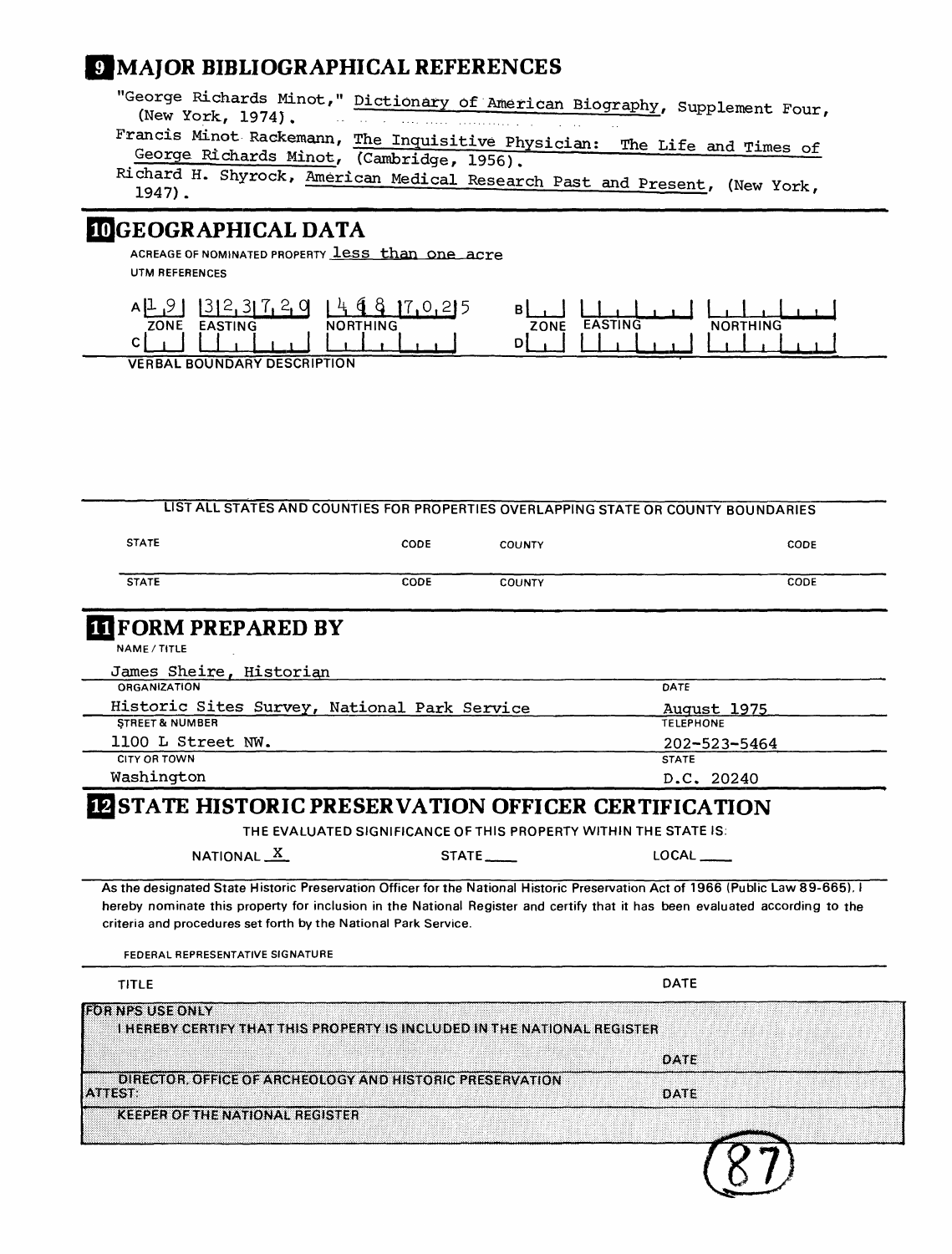## 9 MAJOR BIBLIOGRAPHICAL REFERENCES

"George Richards Minot," Dictionary of American Biography, Supplement Four, (New York, 1974).

Francis Minot Rackemann, The Inquisitive Physician: The Life and Times of George Richards Minot, (Cambridge, 1956).

Richard H. Shyrock, American Medical Research Past and Present, (New York, 1947).

## 10 GEOGRAPHICAL DATA

ACREAGE OF NOMINATED PROPERTY less than one acre

UTM REFERENCES

| | ZONE | EASTING | NORTHING |
|---|---|---|---|
| A | 19 | 323720 | 4687025 |
| B | | | |
| C | | | |
| D | | | |

VERBAL BOUNDARY DESCRIPTION

LIST ALL STATES AND COUNTIES FOR PROPERTIES OVERLAPPING STATE OR COUNTY BOUNDARIES

| STATE | CODE | COUNTY | CODE |
|---|---|---|---|
| STATE | CODE | COUNTY | CODE |

## 11 FORM PREPARED BY

NAME / TITLE

James Sheire, Historian

| ORGANIZATION | DATE |
|---|---|
| Historic Sites Survey, National Park Service | August 1975 |
| **STREET & NUMBER** | **TELEPHONE** |
| 1100 L Street NW. | 202-523-5464 |
| **CITY OR TOWN** | **STATE** |
| Washington | D.C. 20240 |

## 12 STATE HISTORIC PRESERVATION OFFICER CERTIFICATION

THE EVALUATED SIGNIFICANCE OF THIS PROPERTY WITHIN THE STATE IS:

NATIONAL X STATE ___ LOCAL ___

As the designated State Historic Preservation Officer for the National Historic Preservation Act of 1966 (Public Law 89-665). I hereby nominate this property for inclusion in the National Register and certify that it has been evaluated according to the criteria and procedures set forth by the National Park Service.

FEDERAL REPRESENTATIVE SIGNATURE

TITLE DATE

FOR NPS USE ONLY

I HEREBY CERTIFY THAT THIS PROPERTY IS INCLUDED IN THE NATIONAL REGISTER

DATE

DIRECTOR, OFFICE OF ARCHEOLOGY AND HISTORIC PRESERVATION

ATTEST: DATE

KEEPER OF THE NATIONAL REGISTER

(87)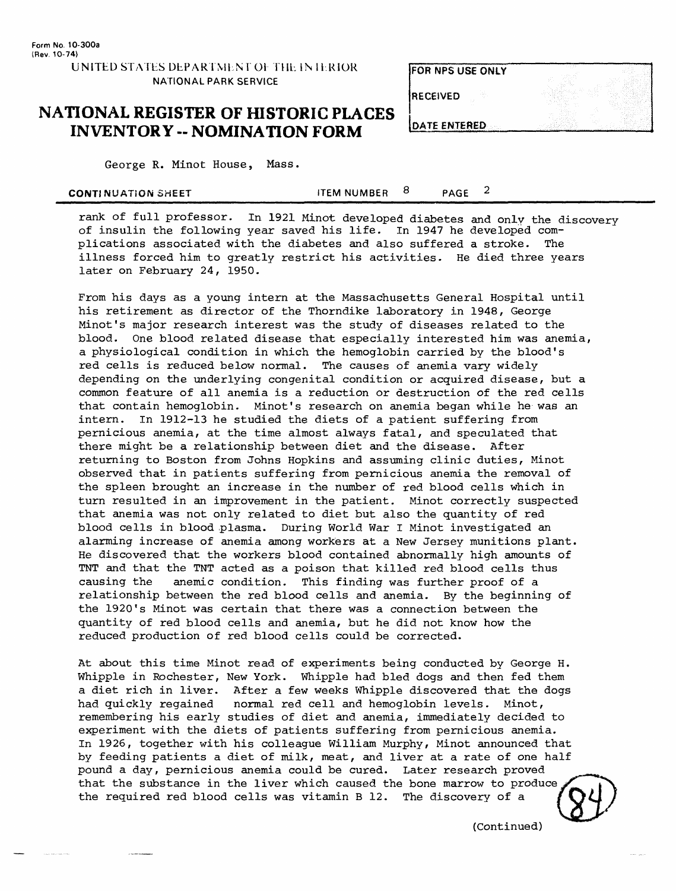George R. Minot House, Mass.

CONTINUATION SHEET — ITEM NUMBER 8 — PAGE 2

rank of full professor. In 1921 Minot developed diabetes and only the discovery of insulin the following year saved his life. In 1947 he developed complications associated with the diabetes and also suffered a stroke. The illness forced him to greatly restrict his activities. He died three years later on February 24, 1950.

From his days as a young intern at the Massachusetts General Hospital until his retirement as director of the Thorndike laboratory in 1948, George Minot's major research interest was the study of diseases related to the blood. One blood related disease that especially interested him was anemia, a physiological condition in which the hemoglobin carried by the blood's red cells is reduced below normal. The causes of anemia vary widely depending on the underlying congenital condition or acquired disease, but a common feature of all anemia is a reduction or destruction of the red cells that contain hemoglobin. Minot's research on anemia began while he was an intern. In 1912-13 he studied the diets of a patient suffering from pernicious anemia, at the time almost always fatal, and speculated that there might be a relationship between diet and the disease. After returning to Boston from Johns Hopkins and assuming clinic duties, Minot observed that in patients suffering from pernicious anemia the removal of the spleen brought an increase in the number of red blood cells which in turn resulted in an improvement in the patient. Minot correctly suspected that anemia was not only related to diet but also the quantity of red blood cells in blood plasma. During World War I Minot investigated an alarming increase of anemia among workers at a New Jersey munitions plant. He discovered that the workers blood contained abnormally high amounts of TNT and that the TNT acted as a poison that killed red blood cells thus causing the anemic condition. This finding was further proof of a relationship between the red blood cells and anemia. By the beginning of the 1920's Minot was certain that there was a connection between the quantity of red blood cells and anemia, but he did not know how the reduced production of red blood cells could be corrected.

At about this time Minot read of experiments being conducted by George H. Whipple in Rochester, New York. Whipple had bled dogs and then fed them a diet rich in liver. After a few weeks Whipple discovered that the dogs had quickly regained normal red cell and hemoglobin levels. Minot, remembering his early studies of diet and anemia, immediately decided to experiment with the diets of patients suffering from pernicious anemia. In 1926, together with his colleague William Murphy, Minot announced that by feeding patients a diet of milk, meat, and liver at a rate of one half pound a day, pernicious anemia could be cured. Later research proved that the substance in the liver which caused the bone marrow to produce the required red blood cells was vitamin B 12. The discovery of a

(Continued)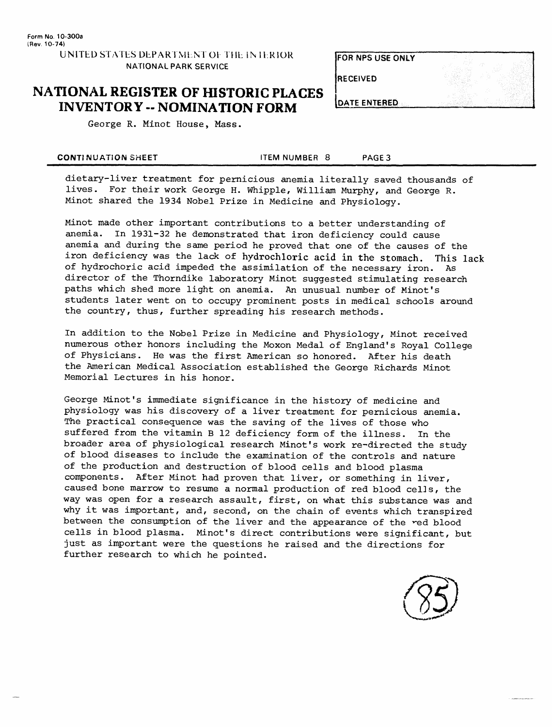Form No. 10-300a
(Rev. 10-74)

UNITED STATES DEPARTMENT OF THE INTERIOR
NATIONAL PARK SERVICE

# NATIONAL REGISTER OF HISTORIC PLACES INVENTORY -- NOMINATION FORM

| FOR NPS USE ONLY |
|---|
| RECEIVED |
| DATE ENTERED |

George R. Minot House, Mass.

**CONTINUATION SHEET** ITEM NUMBER 8 PAGE 3

dietary-liver treatment for pernicious anemia literally saved thousands of lives. For their work George H. Whipple, William Murphy, and George R. Minot shared the 1934 Nobel Prize in Medicine and Physiology.

Minot made other important contributions to a better understanding of anemia. In 1931-32 he demonstrated that iron deficiency could cause anemia and during the same period he proved that one of the causes of the iron deficiency was the lack of hydrochloric acid in the stomach. This lack of hydrochoric acid impeded the assimilation of the necessary iron. As director of the Thorndike laboratory Minot suggested stimulating research paths which shed more light on anemia. An unusual number of Minot's students later went on to occupy prominent posts in medical schools around the country, thus, further spreading his research methods.

In addition to the Nobel Prize in Medicine and Physiology, Minot received numerous other honors including the Moxon Medal of England's Royal College of Physicians. He was the first American so honored. After his death the American Medical Association established the George Richards Minot Memorial Lectures in his honor.

George Minot's immediate significance in the history of medicine and physiology was his discovery of a liver treatment for pernicious anemia. The practical consequence was the saving of the lives of those who suffered from the vitamin B 12 deficiency form of the illness. In the broader area of physiological research Minot's work re-directed the study of blood diseases to include the examination of the controls and nature of the production and destruction of blood cells and blood plasma components. After Minot had proven that liver, or something in liver, caused bone marrow to resume a normal production of red blood cells, the way was open for a research assault, first, on what this substance was and why it was important, and, second, on the chain of events which transpired between the consumption of the liver and the appearance of the red blood cells in blood plasma. Minot's direct contributions were significant, but just as important were the questions he raised and the directions for further research to which he pointed.

(85)